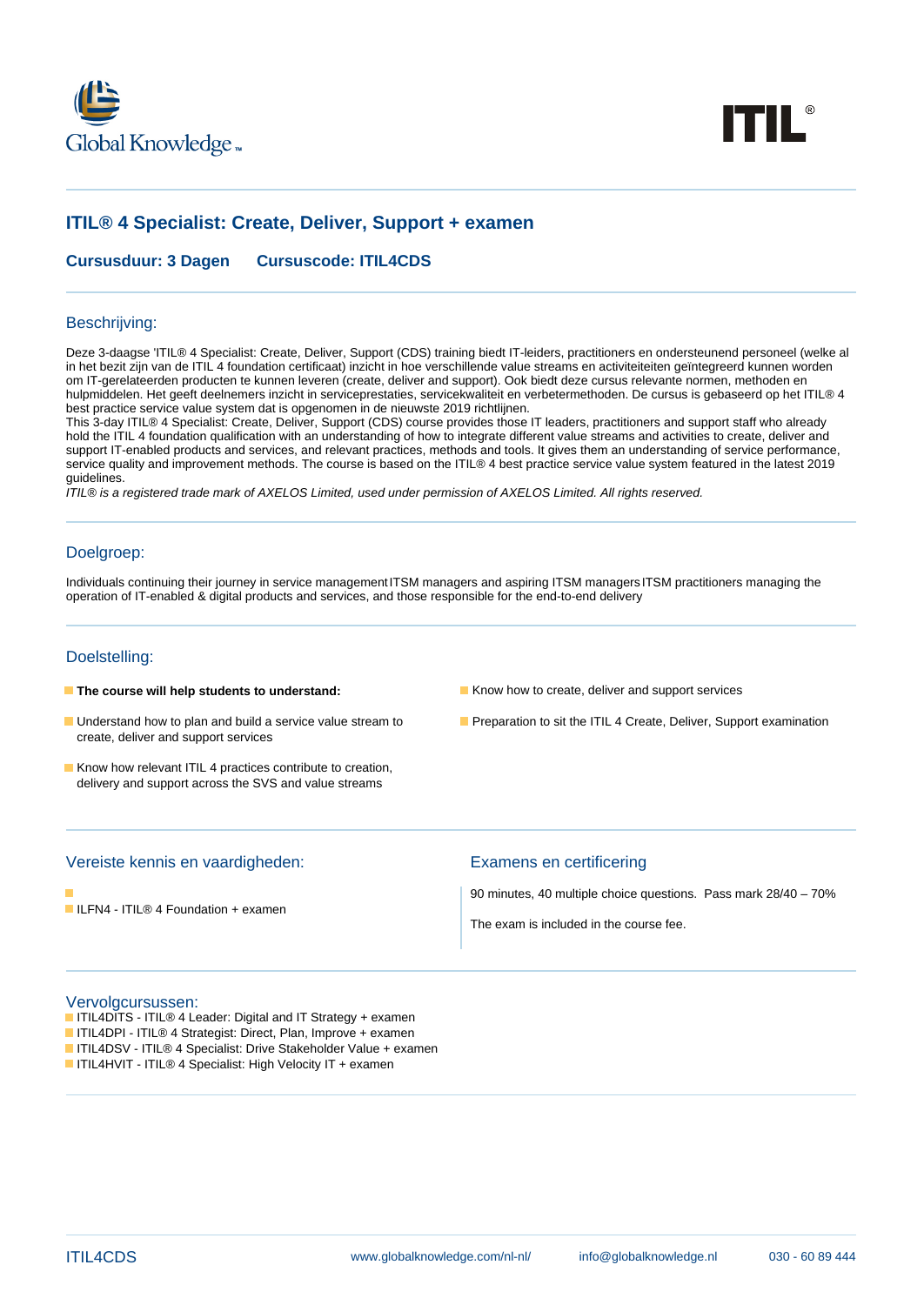# ITIL® 4 Specialist: Create, Deliver, Support + examen

**Cursusduur: 3 Dagen** **Cursuscode: ITIL4CDS**

## Beschrijving:

Deze 3-daagse 'ITIL® 4 Specialist: Create, Deliver, Support (CDS) training biedt IT-leiders, practitioners en ondersteunend personeel (welke al in het bezit zijn van de ITIL 4 foundation certificaat) inzicht in hoe verschillende value streams en activiteiten geïntegreerd kunnen worden om IT-gerelateerden producten te kunnen leveren (create, deliver and support). Ook biedt deze cursus relevante normen, methoden en hulpmiddelen. Het geeft deelnemers inzicht in serviceprestaties, servicekwaliteit en verbetermethoden. De cursus is gebaseerd op het ITIL® 4 best practice service value system dat is opgenomen in de nieuwste 2019 richtlijnen.
This 3-day ITIL® 4 Specialist: Create, Deliver, Support (CDS) course provides those IT leaders, practitioners and support staff who already hold the ITIL 4 foundation qualification with an understanding of how to integrate different value streams and activities to create, deliver and support IT-enabled products and services, and relevant practices, methods and tools. It gives them an understanding of service performance, service quality and improvement methods. The course is based on the ITIL® 4 best practice service value system featured in the latest 2019 guidelines.
*ITIL® is a registered trade mark of AXELOS Limited, used under permission of AXELOS Limited. All rights reserved.*

## Doelgroep:

Individuals continuing their journey in service managementITSM managers and aspiring ITSM managersITSM practitioners managing the operation of IT-enabled & digital products and services, and those responsible for the end-to-end delivery

## Doelstelling:

- **The course will help students to understand:**
- Understand how to plan and build a service value stream to create, deliver and support services
- Know how relevant ITIL 4 practices contribute to creation, delivery and support across the SVS and value streams
- Know how to create, deliver and support services
- Preparation to sit the ITIL 4 Create, Deliver, Support examination

## Vereiste kennis en vaardigheden:

- ILFN4 - ITIL® 4 Foundation + examen

## Examens en certificering

90 minutes, 40 multiple choice questions. Pass mark 28/40 – 70%

The exam is included in the course fee.

## Vervolgcursussen:

- ITIL4DITS - ITIL® 4 Leader: Digital and IT Strategy + examen
- ITIL4DPI - ITIL® 4 Strategist: Direct, Plan, Improve + examen
- ITIL4DSV - ITIL® 4 Specialist: Drive Stakeholder Value + examen
- ITIL4HVIT - ITIL® 4 Specialist: High Velocity IT + examen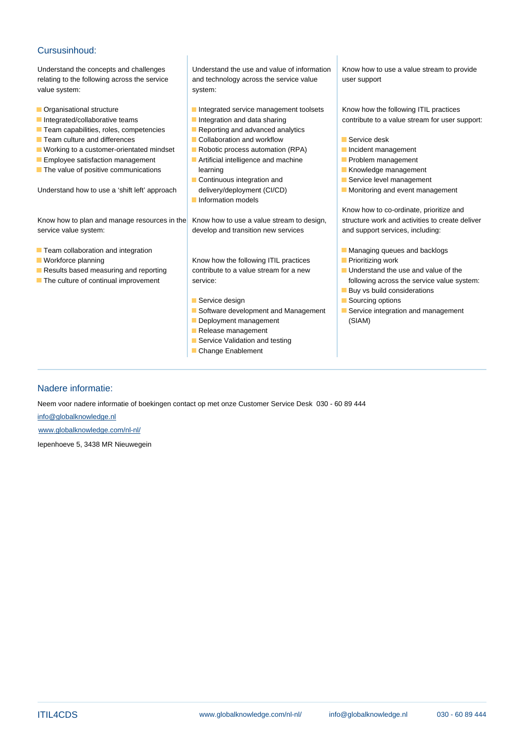## Cursusinhoud:

Understand the concepts and challenges relating to the following across the service value system:

- Organisational structure
- Integrated/collaborative teams
- Team capabilities, roles, competencies
- Team culture and differences
- Working to a customer-orientated mindset
- Employee satisfaction management
- The value of positive communications

Understand how to use a 'shift left' approach

Know how to plan and manage resources in the service value system:

- Team collaboration and integration
- Workforce planning
- Results based measuring and reporting
- The culture of continual improvement

Understand the use and value of information and technology across the service value system:

- Integrated service management toolsets
- Integration and data sharing
- Reporting and advanced analytics
- Collaboration and workflow
- Robotic process automation (RPA)
- Artificial intelligence and machine learning
- Continuous integration and delivery/deployment (CI/CD)
- Information models

Know how to use a value stream to design, develop and transition new services

Know how the following ITIL practices contribute to a value stream for a new service:

- Service design
- Software development and Management
- Deployment management
- Release management
- Service Validation and testing
- Change Enablement

Know how to use a value stream to provide user support

Know how the following ITIL practices contribute to a value stream for user support:

- Service desk
- Incident management
- Problem management
- Knowledge management
- Service level management
- Monitoring and event management

Know how to co-ordinate, prioritize and structure work and activities to create deliver and support services, including:

- Managing queues and backlogs
- Prioritizing work
- Understand the use and value of the following across the service value system:
- Buy vs build considerations
- Sourcing options
- Service integration and management (SIAM)

## Nadere informatie:

Neem voor nadere informatie of boekingen contact op met onze Customer Service Desk 030 - 60 89 444

info@globalknowledge.nl

www.globalknowledge.com/nl-nl/

Iepenhoeve 5, 3438 MR Nieuwegein